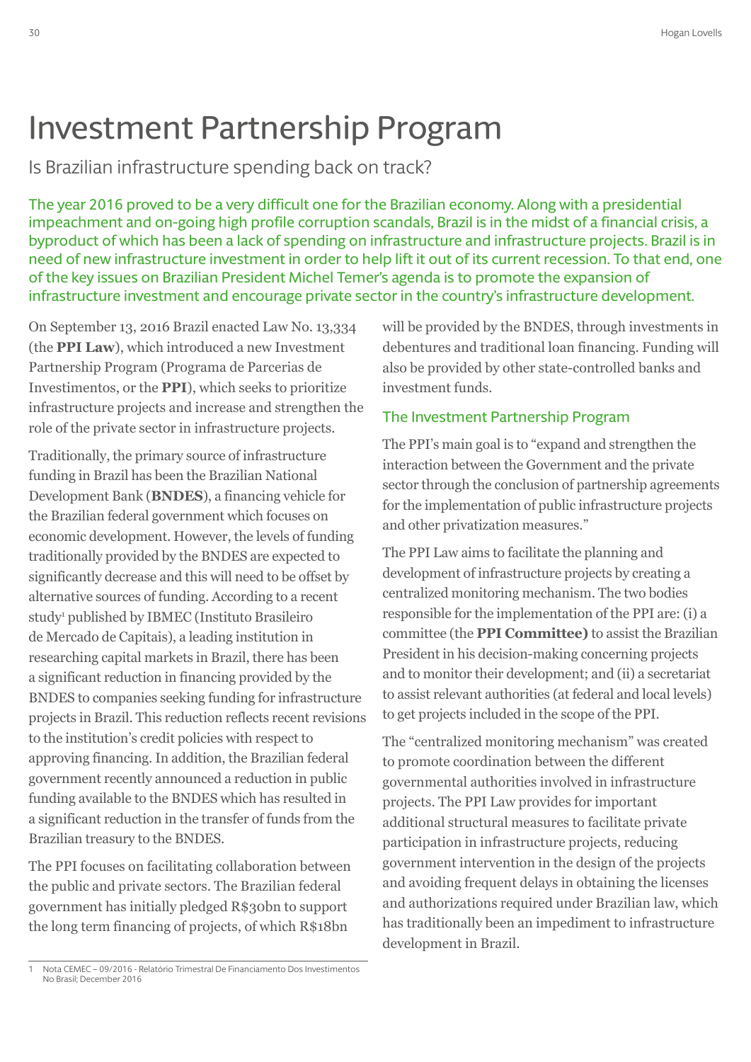# Investment Partnership Program

Is Brazilian infrastructure spending back on track?

The year 2016 proved to be a very difficult one for the Brazilian economy. Along with a presidential impeachment and on-going high profile corruption scandals, Brazil is in the midst of a financial crisis, a byproduct of which has been a lack of spending on infrastructure and infrastructure projects. Brazil is in need of new infrastructure investment in order to help lift it out of its current recession. To that end, one of the key issues on Brazilian President Michel Temer's agenda is to promote the expansion of infrastructure investment and encourage private sector in the country's infrastructure development.

On September 13, 2016 Brazil enacted Law No. 13,334 (the **PPI Law**), which introduced a new Investment Partnership Program (Programa de Parcerias de Investimentos, or the **PPI**), which seeks to prioritize infrastructure projects and increase and strengthen the role of the private sector in infrastructure projects.

Traditionally, the primary source of infrastructure funding in Brazil has been the Brazilian National Development Bank (**BNDES**), a financing vehicle for the Brazilian federal government which focuses on economic development. However, the levels of funding traditionally provided by the BNDES are expected to significantly decrease and this will need to be offset by alternative sources of funding. According to a recent study[1] published by IBMEC (Instituto Brasileiro de Mercado de Capitais), a leading institution in researching capital markets in Brazil, there has been a significant reduction in financing provided by the BNDES to companies seeking funding for infrastructure projects in Brazil. This reduction reflects recent revisions to the institution's credit policies with respect to approving financing. In addition, the Brazilian federal government recently announced a reduction in public funding available to the BNDES which has resulted in a significant reduction in the transfer of funds from the Brazilian treasury to the BNDES.

The PPI focuses on facilitating collaboration between the public and private sectors. The Brazilian federal government has initially pledged R$30bn to support the long term financing of projects, of which R$18bn will be provided by the BNDES, through investments in debentures and traditional loan financing. Funding will also be provided by other state-controlled banks and investment funds.

## The Investment Partnership Program

The PPI's main goal is to "expand and strengthen the interaction between the Government and the private sector through the conclusion of partnership agreements for the implementation of public infrastructure projects and other privatization measures."

The PPI Law aims to facilitate the planning and development of infrastructure projects by creating a centralized monitoring mechanism. The two bodies responsible for the implementation of the PPI are: (i) a committee (the **PPI Committee)** to assist the Brazilian President in his decision-making concerning projects and to monitor their development; and (ii) a secretariat to assist relevant authorities (at federal and local levels) to get projects included in the scope of the PPI.

The "centralized monitoring mechanism" was created to promote coordination between the different governmental authorities involved in infrastructure projects. The PPI Law provides for important additional structural measures to facilitate private participation in infrastructure projects, reducing government intervention in the design of the projects and avoiding frequent delays in obtaining the licenses and authorizations required under Brazilian law, which has traditionally been an impediment to infrastructure development in Brazil.

[1] Nota CEMEC – 09/2016 - Relatório Trimestral De Financiamento Dos Investimentos No Brasil; December 2016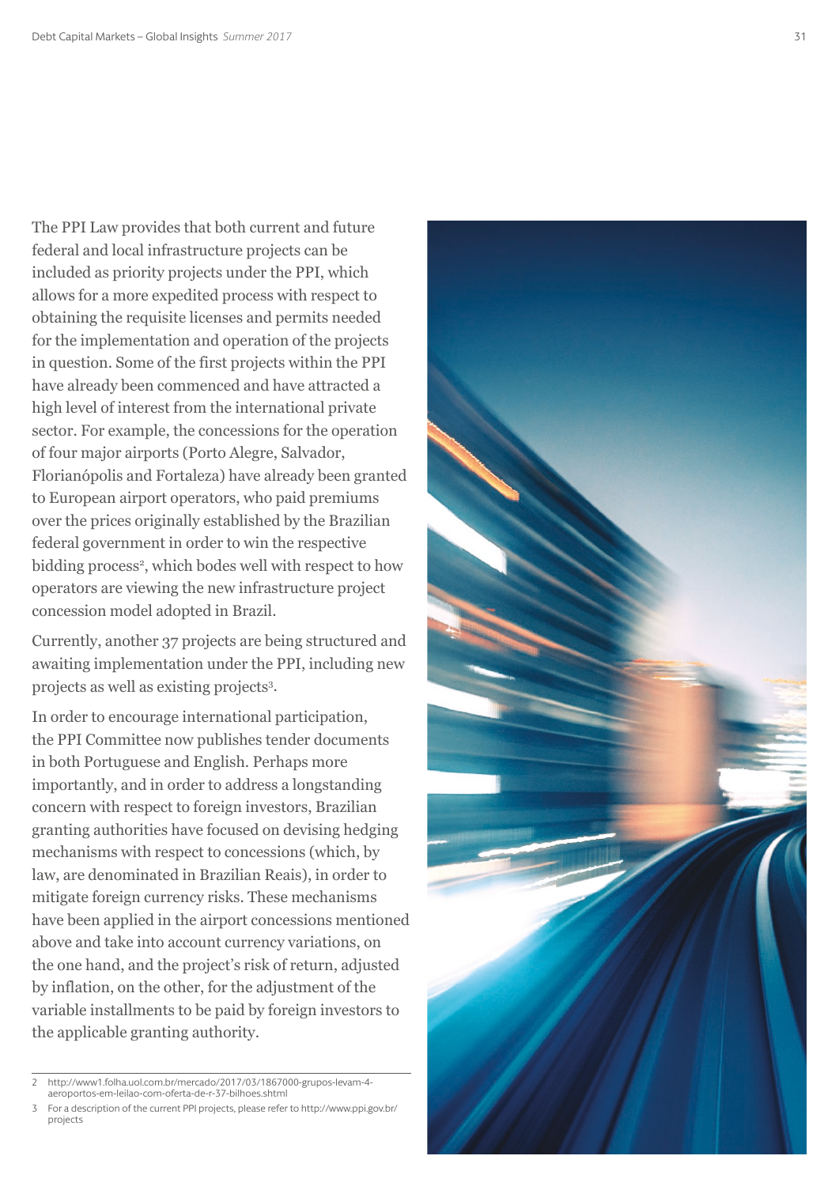The PPI Law provides that both current and future federal and local infrastructure projects can be included as priority projects under the PPI, which allows for a more expedited process with respect to obtaining the requisite licenses and permits needed for the implementation and operation of the projects in question. Some of the first projects within the PPI have already been commenced and have attracted a high level of interest from the international private sector. For example, the concessions for the operation of four major airports (Porto Alegre, Salvador, Florianópolis and Fortaleza) have already been granted to European airport operators, who paid premiums over the prices originally established by the Brazilian federal government in order to win the respective bidding process[2], which bodes well with respect to how operators are viewing the new infrastructure project concession model adopted in Brazil.

Currently, another 37 projects are being structured and awaiting implementation under the PPI, including new projects as well as existing projects[3].

In order to encourage international participation, the PPI Committee now publishes tender documents in both Portuguese and English. Perhaps more importantly, and in order to address a longstanding concern with respect to foreign investors, Brazilian granting authorities have focused on devising hedging mechanisms with respect to concessions (which, by law, are denominated in Brazilian Reais), in order to mitigate foreign currency risks. These mechanisms have been applied in the airport concessions mentioned above and take into account currency variations, on the one hand, and the project's risk of return, adjusted by inflation, on the other, for the adjustment of the variable installments to be paid by foreign investors to the applicable granting authority.

---

2 http://www1.folha.uol.com.br/mercado/2017/03/1867000-grupos-levam-4-aeroportos-em-leilao-com-oferta-de-r-37-bilhoes.shtml

3 For a description of the current PPI projects, please refer to http://www.ppi.gov.br/projects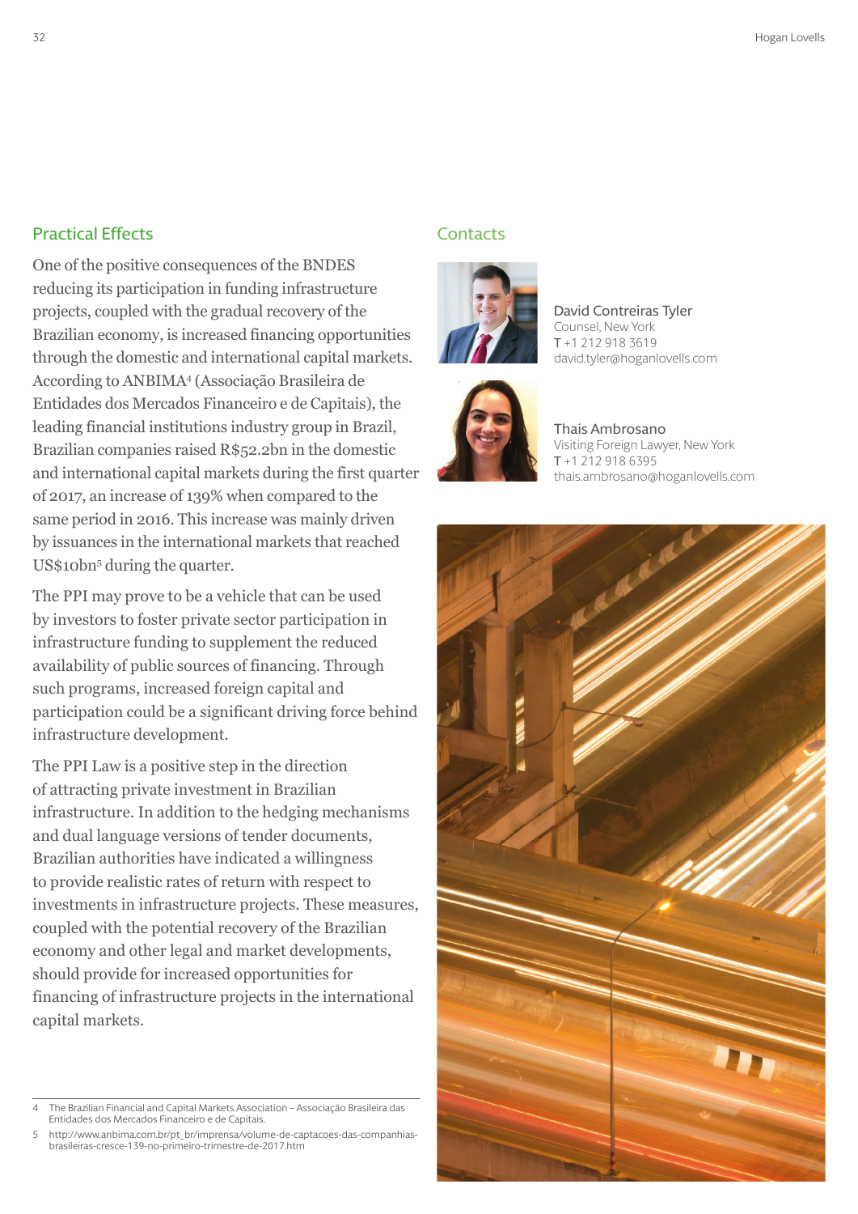## Practical Effects

One of the positive consequences of the BNDES reducing its participation in funding infrastructure projects, coupled with the gradual recovery of the Brazilian economy, is increased financing opportunities through the domestic and international capital markets. According to ANBIMA[4] (Associação Brasileira de Entidades dos Mercados Financeiro e de Capitais), the leading financial institutions industry group in Brazil, Brazilian companies raised R$52.2bn in the domestic and international capital markets during the first quarter of 2017, an increase of 139% when compared to the same period in 2016. This increase was mainly driven by issuances in the international markets that reached US$10bn[5] during the quarter.

The PPI may prove to be a vehicle that can be used by investors to foster private sector participation in infrastructure funding to supplement the reduced availability of public sources of financing. Through such programs, increased foreign capital and participation could be a significant driving force behind infrastructure development.

The PPI Law is a positive step in the direction of attracting private investment in Brazilian infrastructure. In addition to the hedging mechanisms and dual language versions of tender documents, Brazilian authorities have indicated a willingness to provide realistic rates of return with respect to investments in infrastructure projects. These measures, coupled with the potential recovery of the Brazilian economy and other legal and market developments, should provide for increased opportunities for financing of infrastructure projects in the international capital markets.

## Contacts

**David Contreiras Tyler**
Counsel, New York
T +1 212 918 3619
david.tyler@hoganlovells.com

**Thais Ambrosano**
Visiting Foreign Lawyer, New York
T +1 212 918 6395
thais.ambrosano@hoganlovells.com

---

4 The Brazilian Financial and Capital Markets Association – Associação Brasileira das Entidades dos Mercados Financeiro e de Capitais.

5 http://www.anbima.com.br/pt_br/imprensa/volume-de-captacoes-das-companhias-brasileiras-cresce-139-no-primeiro-trimestre-de-2017.htm